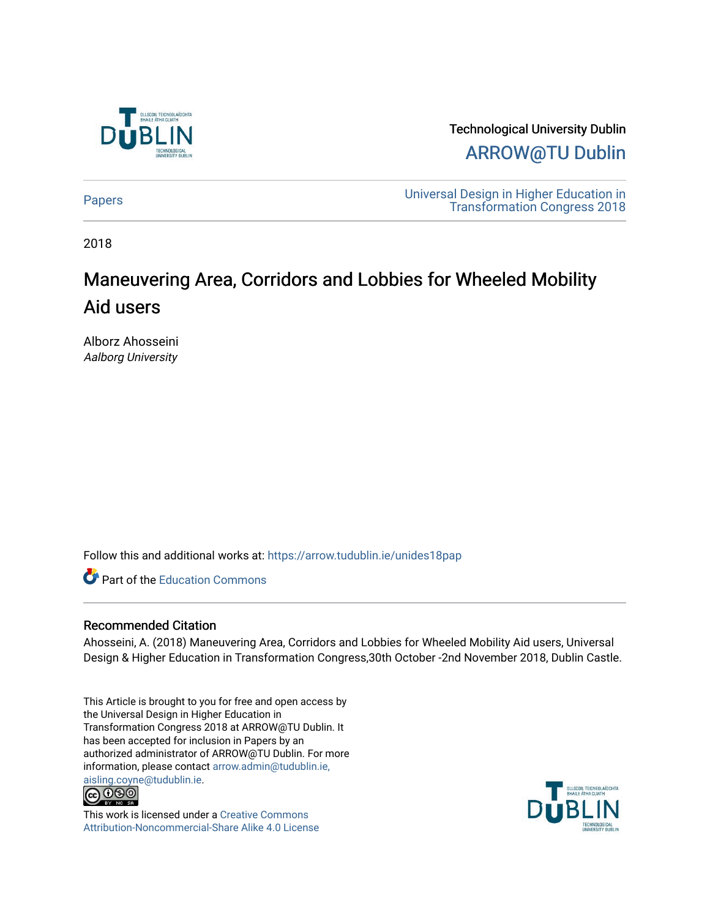Technological University Dublin

ARROW@TU Dublin

Papers | Universal Design in Higher Education in Transformation Congress 2018

2018

# Maneuvering Area, Corridors and Lobbies for Wheeled Mobility Aid users

Alborz Ahosseini
*Aalborg University*

Follow this and additional works at: https://arrow.tudublin.ie/unides18pap

Part of the Education Commons

## Recommended Citation

Ahosseini, A. (2018) Maneuvering Area, Corridors and Lobbies for Wheeled Mobility Aid users, Universal Design & Higher Education in Transformation Congress,30th October -2nd November 2018, Dublin Castle.

This Article is brought to you for free and open access by the Universal Design in Higher Education in Transformation Congress 2018 at ARROW@TU Dublin. It has been accepted for inclusion in Papers by an authorized administrator of ARROW@TU Dublin. For more information, please contact arrow.admin@tudublin.ie, aisling.coyne@tudublin.ie.

This work is licensed under a Creative Commons Attribution-Noncommercial-Share Alike 4.0 License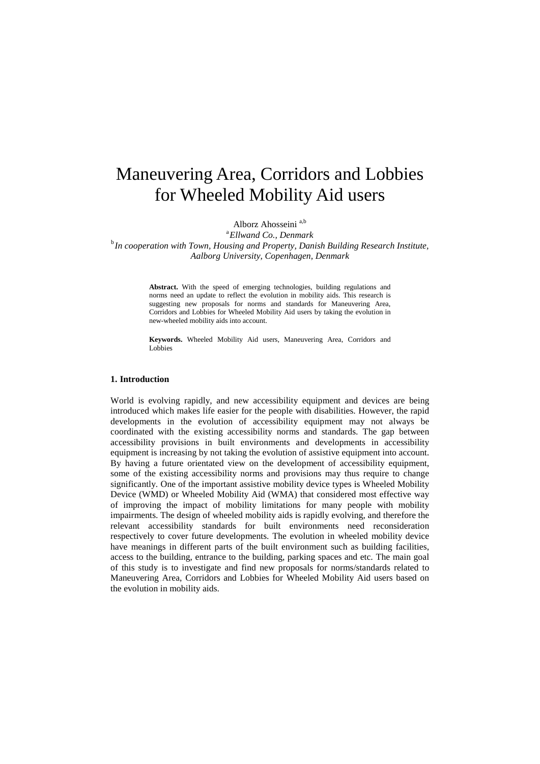# Maneuvering Area, Corridors and Lobbies for Wheeled Mobility Aid users

Alborz Ahosseini [a,b]

[a] *Ellwand Co., Denmark*

[b] *In cooperation with Town, Housing and Property, Danish Building Research Institute, Aalborg University, Copenhagen, Denmark*

**Abstract.** With the speed of emerging technologies, building regulations and norms need an update to reflect the evolution in mobility aids. This research is suggesting new proposals for norms and standards for Maneuvering Area, Corridors and Lobbies for Wheeled Mobility Aid users by taking the evolution in new-wheeled mobility aids into account.

**Keywords.** Wheeled Mobility Aid users, Maneuvering Area, Corridors and Lobbies

## 1. Introduction

World is evolving rapidly, and new accessibility equipment and devices are being introduced which makes life easier for the people with disabilities. However, the rapid developments in the evolution of accessibility equipment may not always be coordinated with the existing accessibility norms and standards. The gap between accessibility provisions in built environments and developments in accessibility equipment is increasing by not taking the evolution of assistive equipment into account. By having a future orientated view on the development of accessibility equipment, some of the existing accessibility norms and provisions may thus require to change significantly. One of the important assistive mobility device types is Wheeled Mobility Device (WMD) or Wheeled Mobility Aid (WMA) that considered most effective way of improving the impact of mobility limitations for many people with mobility impairments. The design of wheeled mobility aids is rapidly evolving, and therefore the relevant accessibility standards for built environments need reconsideration respectively to cover future developments. The evolution in wheeled mobility device have meanings in different parts of the built environment such as building facilities, access to the building, entrance to the building, parking spaces and etc. The main goal of this study is to investigate and find new proposals for norms/standards related to Maneuvering Area, Corridors and Lobbies for Wheeled Mobility Aid users based on the evolution in mobility aids.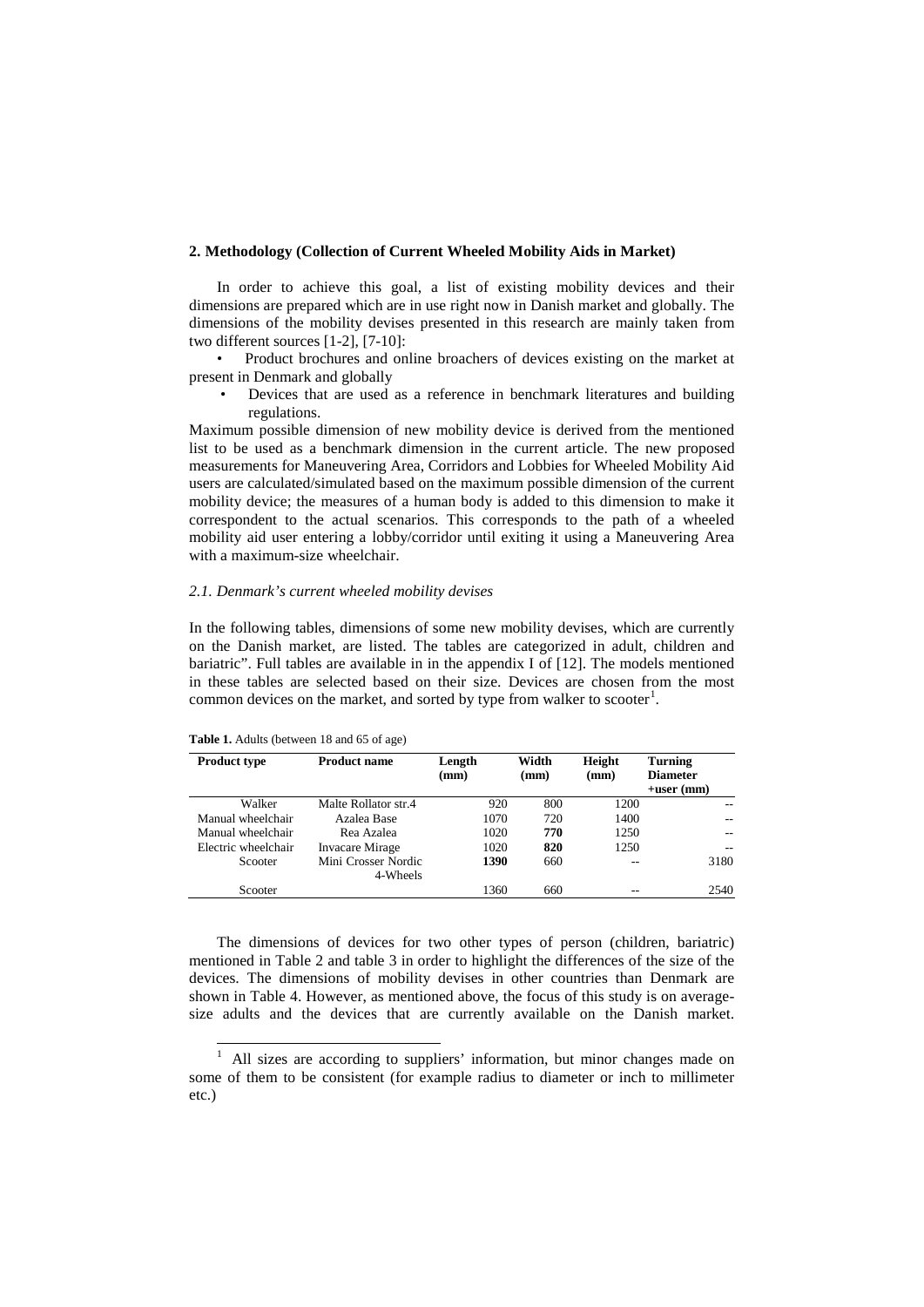## 2. Methodology (Collection of Current Wheeled Mobility Aids in Market)

In order to achieve this goal, a list of existing mobility devices and their dimensions are prepared which are in use right now in Danish market and globally. The dimensions of the mobility devises presented in this research are mainly taken from two different sources [1-2], [7-10]:

- Product brochures and online broachers of devices existing on the market at present in Denmark and globally
- Devices that are used as a reference in benchmark literatures and building regulations.

Maximum possible dimension of new mobility device is derived from the mentioned list to be used as a benchmark dimension in the current article. The new proposed measurements for Maneuvering Area, Corridors and Lobbies for Wheeled Mobility Aid users are calculated/simulated based on the maximum possible dimension of the current mobility device; the measures of a human body is added to this dimension to make it correspondent to the actual scenarios. This corresponds to the path of a wheeled mobility aid user entering a lobby/corridor until exiting it using a Maneuvering Area with a maximum-size wheelchair.

### *2.1. Denmark's current wheeled mobility devises*

In the following tables, dimensions of some new mobility devises, which are currently on the Danish market, are listed. The tables are categorized in adult, children and bariatric". Full tables are available in in the appendix I of [12]. The models mentioned in these tables are selected based on their size. Devices are chosen from the most common devices on the market, and sorted by type from walker to scooter[1].

**Table 1.** Adults (between 18 and 65 of age)

| Product type | Product name | Length (mm) | Width (mm) | Height (mm) | Turning Diameter +user (mm) |
|---|---|---|---|---|---|
| Walker | Malte Rollator str.4 | 920 | 800 | 1200 | -- |
| Manual wheelchair | Azalea Base | 1070 | 720 | 1400 | -- |
| Manual wheelchair | Rea Azalea | 1020 | **770** | 1250 | -- |
| Electric wheelchair | Invacare Mirage | 1020 | **820** | 1250 | -- |
| Scooter | Mini Crosser Nordic 4-Wheels | **1390** | 660 | -- | 3180 |
| Scooter | | 1360 | 660 | -- | 2540 |

The dimensions of devices for two other types of person (children, bariatric) mentioned in Table 2 and table 3 in order to highlight the differences of the size of the devices. The dimensions of mobility devises in other countries than Denmark are shown in Table 4. However, as mentioned above, the focus of this study is on average-size adults and the devices that are currently available on the Danish market.

[1] All sizes are according to suppliers' information, but minor changes made on some of them to be consistent (for example radius to diameter or inch to millimeter etc.)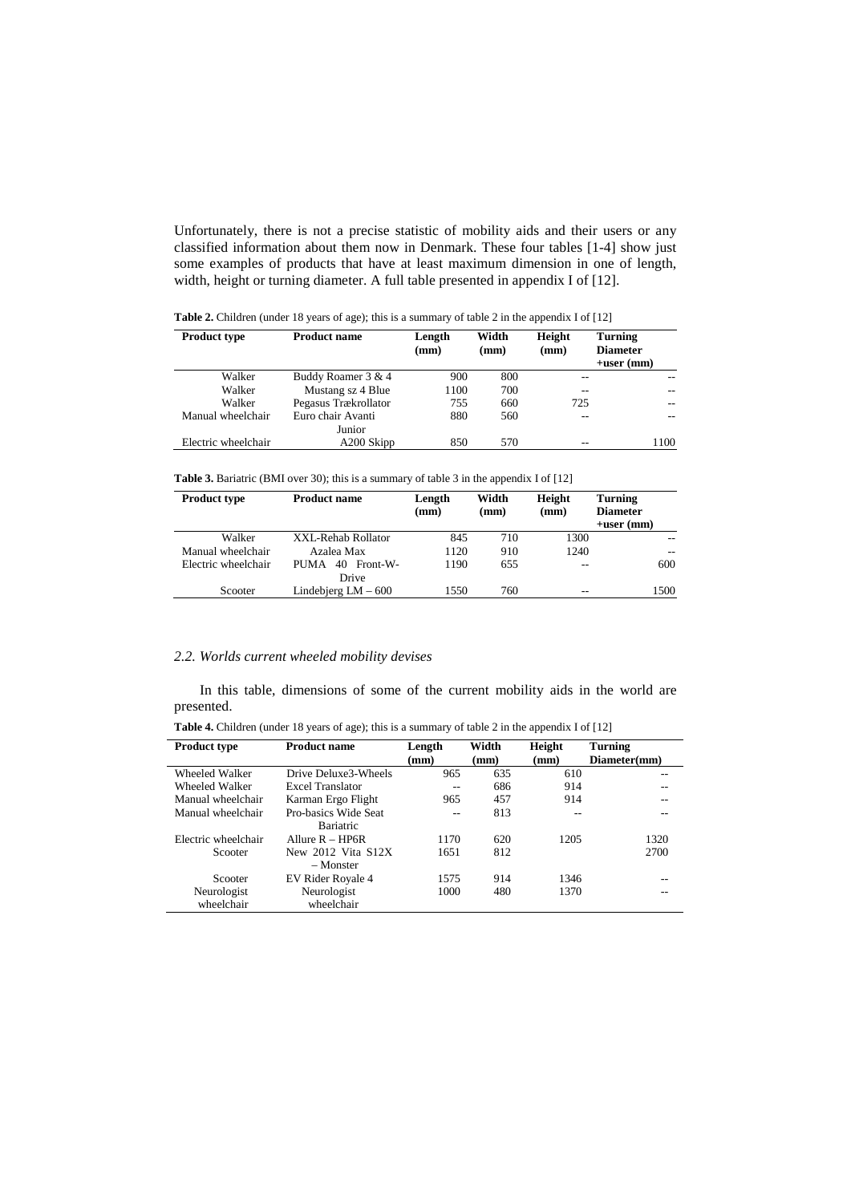Unfortunately, there is not a precise statistic of mobility aids and their users or any classified information about them now in Denmark. These four tables [1-4] show just some examples of products that have at least maximum dimension in one of length, width, height or turning diameter. A full table presented in appendix I of [12].

**Table 2.** Children (under 18 years of age); this is a summary of table 2 in the appendix I of [12]

| Product type | Product name | Length (mm) | Width (mm) | Height (mm) | Turning Diameter +user (mm) |
|---|---|---|---|---|---|
| Walker | Buddy Roamer 3 & 4 | 900 | 800 | -- | -- |
| Walker | Mustang sz 4 Blue | 1100 | 700 | -- | -- |
| Walker | Pegasus Trækrollator | 755 | 660 | 725 | -- |
| Manual wheelchair | Euro chair Avanti Junior | 880 | 560 | -- | -- |
| Electric wheelchair | A200 Skipp | 850 | 570 | -- | 1100 |

**Table 3.** Bariatric (BMI over 30); this is a summary of table 3 in the appendix I of [12]

| Product type | Product name | Length (mm) | Width (mm) | Height (mm) | Turning Diameter +user (mm) |
|---|---|---|---|---|---|
| Walker | XXL-Rehab Rollator | 845 | 710 | 1300 | -- |
| Manual wheelchair | Azalea Max | 1120 | 910 | 1240 | -- |
| Electric wheelchair | PUMA 40 Front-W-Drive | 1190 | 655 | -- | 600 |
| Scooter | Lindebjerg LM – 600 | 1550 | 760 | -- | 1500 |

### *2.2. Worlds current wheeled mobility devises*

In this table, dimensions of some of the current mobility aids in the world are presented.

**Table 4.** Children (under 18 years of age); this is a summary of table 2 in the appendix I of [12]

| Product type | Product name | Length (mm) | Width (mm) | Height (mm) | Turning Diameter(mm) |
|---|---|---|---|---|---|
| Wheeled Walker | Drive Deluxe3-Wheels | 965 | 635 | 610 | -- |
| Wheeled Walker | Excel Translator | -- | 686 | 914 | -- |
| Manual wheelchair | Karman Ergo Flight | 965 | 457 | 914 | -- |
| Manual wheelchair | Pro-basics Wide Seat Bariatric | -- | 813 | -- | -- |
| Electric wheelchair | Allure R – HP6R | 1170 | 620 | 1205 | 1320 |
| Scooter | New 2012 Vita S12X – Monster | 1651 | 812 | | 2700 |
| Scooter | EV Rider Royale 4 | 1575 | 914 | 1346 | -- |
| Neurologist wheelchair | Neurologist wheelchair | 1000 | 480 | 1370 | -- |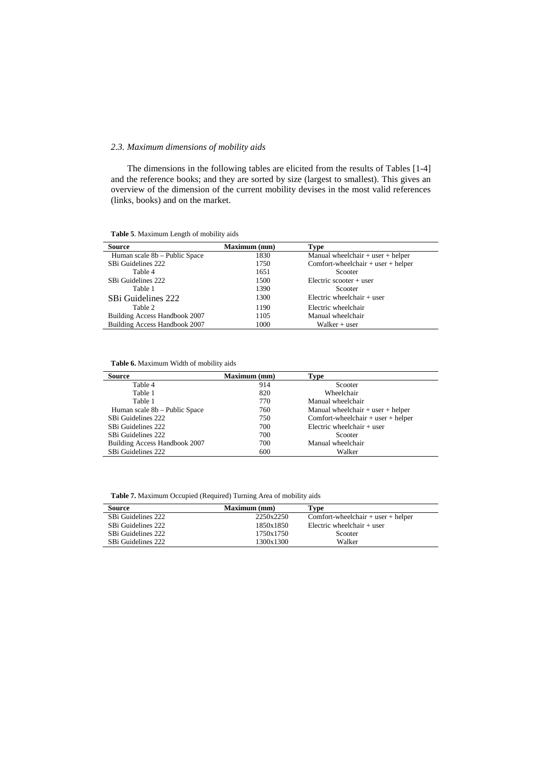### *2.3. Maximum dimensions of mobility aids*

The dimensions in the following tables are elicited from the results of Tables [1-4] and the reference books; and they are sorted by size (largest to smallest). This gives an overview of the dimension of the current mobility devises in the most valid references (links, books) and on the market.

**Table 5**. Maximum Length of mobility aids

| Source | Maximum (mm) | Type |
|---|---|---|
| Human scale 8b – Public Space | 1830 | Manual wheelchair + user + helper |
| SBi Guidelines 222 | 1750 | Comfort-wheelchair + user + helper |
| Table 4 | 1651 | Scooter |
| SBi Guidelines 222 | 1500 | Electric scooter + user |
| Table 1 | 1390 | Scooter |
| SBi Guidelines 222 | 1300 | Electric wheelchair + user |
| Table 2 | 1190 | Electric wheelchair |
| Building Access Handbook 2007 | 1105 | Manual wheelchair |
| Building Access Handbook 2007 | 1000 | Walker + user |

**Table 6.** Maximum Width of mobility aids

| Source | Maximum (mm) | Type |
|---|---|---|
| Table 4 | 914 | Scooter |
| Table 1 | 820 | Wheelchair |
| Table 1 | 770 | Manual wheelchair |
| Human scale 8b – Public Space | 760 | Manual wheelchair + user + helper |
| SBi Guidelines 222 | 750 | Comfort-wheelchair + user + helper |
| SBi Guidelines 222 | 700 | Electric wheelchair + user |
| SBi Guidelines 222 | 700 | Scooter |
| Building Access Handbook 2007 | 700 | Manual wheelchair |
| SBi Guidelines 222 | 600 | Walker |

**Table 7.** Maximum Occupied (Required) Turning Area of mobility aids

| Source | Maximum (mm) | Type |
|---|---|---|
| SBi Guidelines 222 | 2250x2250 | Comfort-wheelchair + user + helper |
| SBi Guidelines 222 | 1850x1850 | Electric wheelchair + user |
| SBi Guidelines 222 | 1750x1750 | Scooter |
| SBi Guidelines 222 | 1300x1300 | Walker |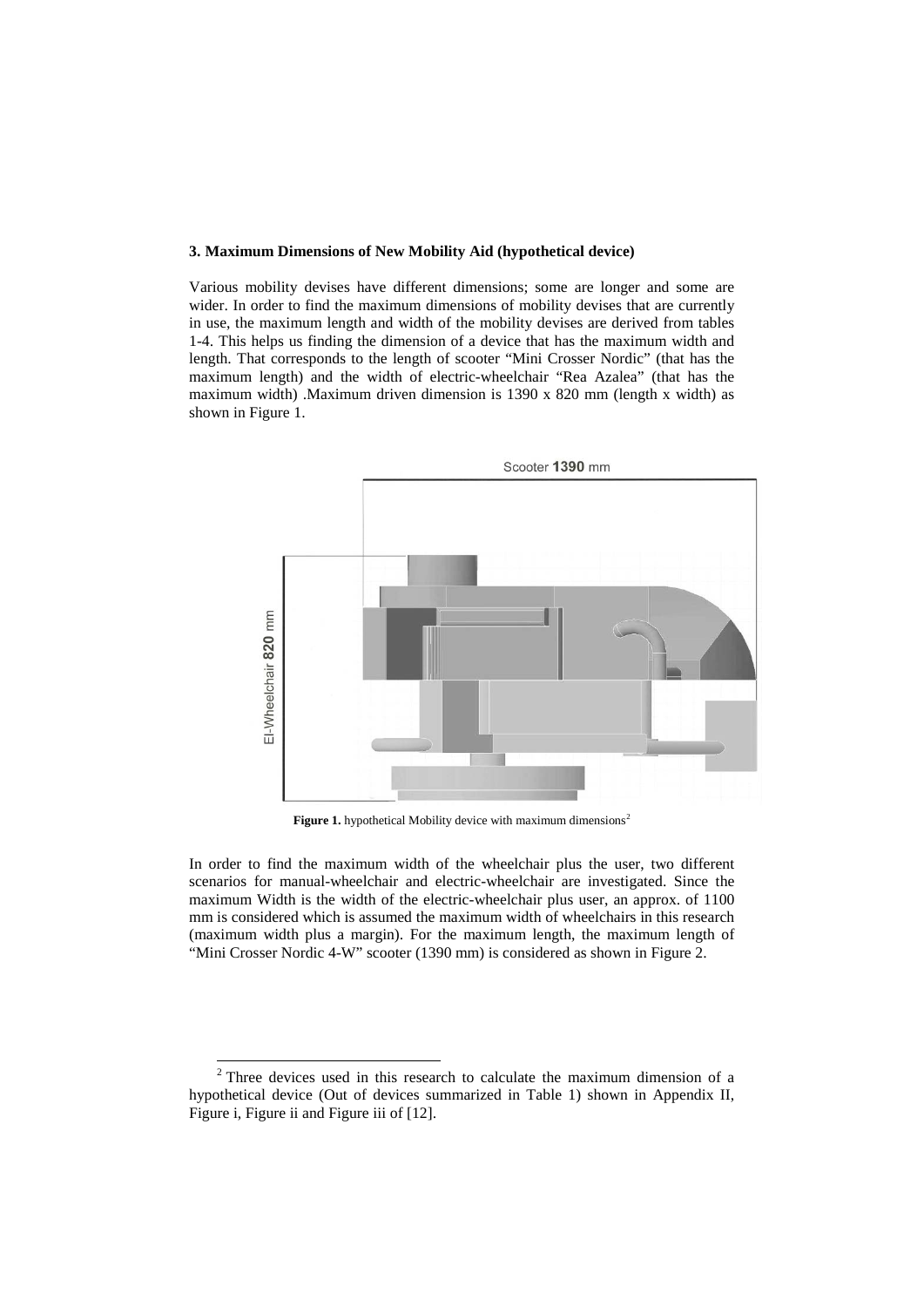### 3. Maximum Dimensions of New Mobility Aid (hypothetical device)

Various mobility devises have different dimensions; some are longer and some are wider. In order to find the maximum dimensions of mobility devises that are currently in use, the maximum length and width of the mobility devises are derived from tables 1-4. This helps us finding the dimension of a device that has the maximum width and length. That corresponds to the length of scooter "Mini Crosser Nordic" (that has the maximum length) and the width of electric-wheelchair "Rea Azalea" (that has the maximum width) .Maximum driven dimension is 1390 x 820 mm (length x width) as shown in Figure 1.

**Figure 1.** hypothetical Mobility device with maximum dimensions[2]

In order to find the maximum width of the wheelchair plus the user, two different scenarios for manual-wheelchair and electric-wheelchair are investigated. Since the maximum Width is the width of the electric-wheelchair plus user, an approx. of 1100 mm is considered which is assumed the maximum width of wheelchairs in this research (maximum width plus a margin). For the maximum length, the maximum length of "Mini Crosser Nordic 4-W" scooter (1390 mm) is considered as shown in Figure 2.

[2] Three devices used in this research to calculate the maximum dimension of a hypothetical device (Out of devices summarized in Table 1) shown in Appendix II, Figure i, Figure ii and Figure iii of [12].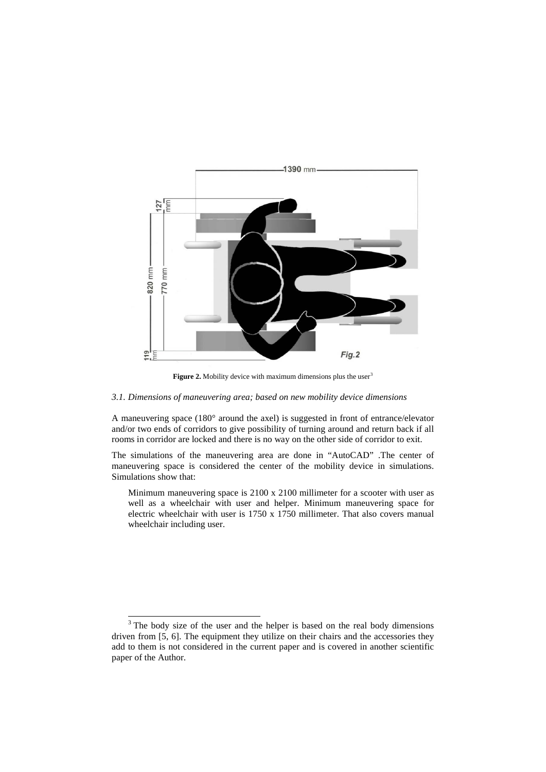**Figure 2.** Mobility device with maximum dimensions plus the user[3]

### *3.1. Dimensions of maneuvering area; based on new mobility device dimensions*

A maneuvering space (180° around the axel) is suggested in front of entrance/elevator and/or two ends of corridors to give possibility of turning around and return back if all rooms in corridor are locked and there is no way on the other side of corridor to exit.

The simulations of the maneuvering area are done in "AutoCAD" .The center of maneuvering space is considered the center of the mobility device in simulations. Simulations show that:

> Minimum maneuvering space is 2100 x 2100 millimeter for a scooter with user as well as a wheelchair with user and helper. Minimum maneuvering space for electric wheelchair with user is 1750 x 1750 millimeter. That also covers manual wheelchair including user.

---

[3] The body size of the user and the helper is based on the real body dimensions driven from [5, 6]. The equipment they utilize on their chairs and the accessories they add to them is not considered in the current paper and is covered in another scientific paper of the Author.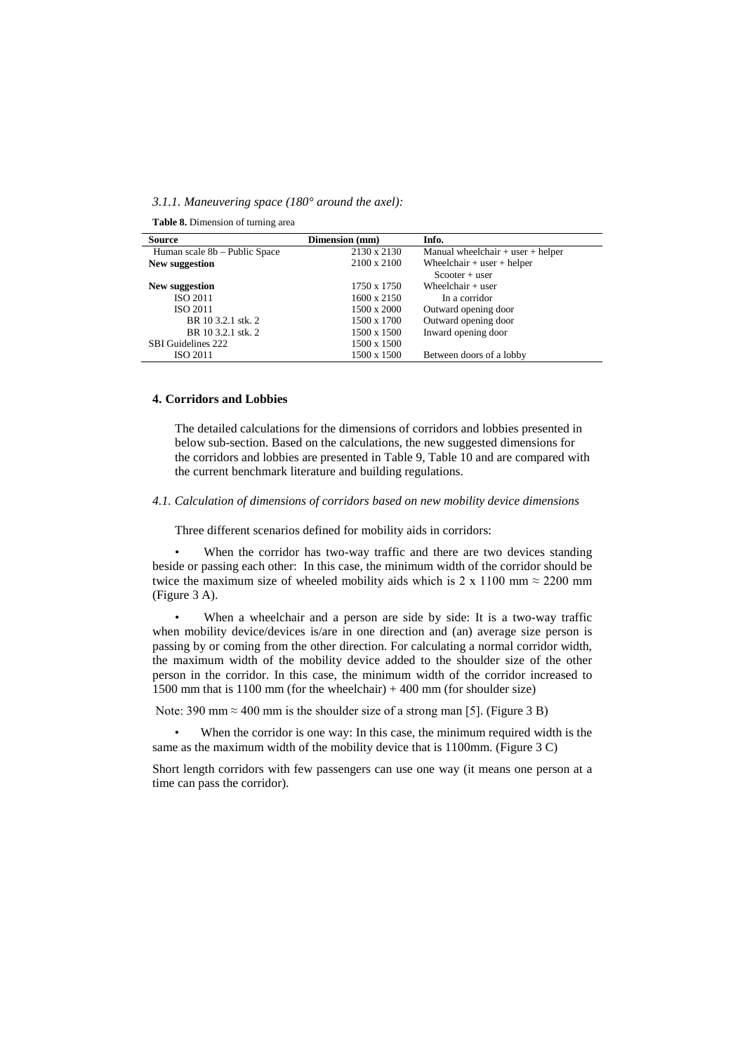*3.1.1. Maneuvering space (180° around the axel):*

**Table 8.** Dimension of turning area

| Source | Dimension (mm) | Info. |
|---|---|---|
| Human scale 8b – Public Space | 2130 x 2130 | Manual wheelchair + user + helper |
| **New suggestion** | 2100 x 2100 | Wheelchair + user + helper |
| | | Scooter + user |
| **New suggestion** | 1750 x 1750 | Wheelchair + user |
| ISO 2011 | 1600 x 2150 | In a corridor |
| ISO 2011 | 1500 x 2000 | Outward opening door |
| BR 10 3.2.1 stk. 2 | 1500 x 1700 | Outward opening door |
| BR 10 3.2.1 stk. 2 | 1500 x 1500 | Inward opening door |
| SBI Guidelines 222 | 1500 x 1500 | |
| ISO 2011 | 1500 x 1500 | Between doors of a lobby |

## 4. Corridors and Lobbies

The detailed calculations for the dimensions of corridors and lobbies presented in below sub-section. Based on the calculations, the new suggested dimensions for the corridors and lobbies are presented in Table 9, Table 10 and are compared with the current benchmark literature and building regulations.

### *4.1. Calculation of dimensions of corridors based on new mobility device dimensions*

Three different scenarios defined for mobility aids in corridors:

- When the corridor has two-way traffic and there are two devices standing beside or passing each other: In this case, the minimum width of the corridor should be twice the maximum size of wheeled mobility aids which is 2 x 1100 mm ≈ 2200 mm (Figure 3 A).

- When a wheelchair and a person are side by side: It is a two-way traffic when mobility device/devices is/are in one direction and (an) average size person is passing by or coming from the other direction. For calculating a normal corridor width, the maximum width of the mobility device added to the shoulder size of the other person in the corridor. In this case, the minimum width of the corridor increased to 1500 mm that is 1100 mm (for the wheelchair) + 400 mm (for shoulder size)

Note: 390 mm ≈ 400 mm is the shoulder size of a strong man [5]. (Figure 3 B)

- When the corridor is one way: In this case, the minimum required width is the same as the maximum width of the mobility device that is 1100mm. (Figure 3 C)

Short length corridors with few passengers can use one way (it means one person at a time can pass the corridor).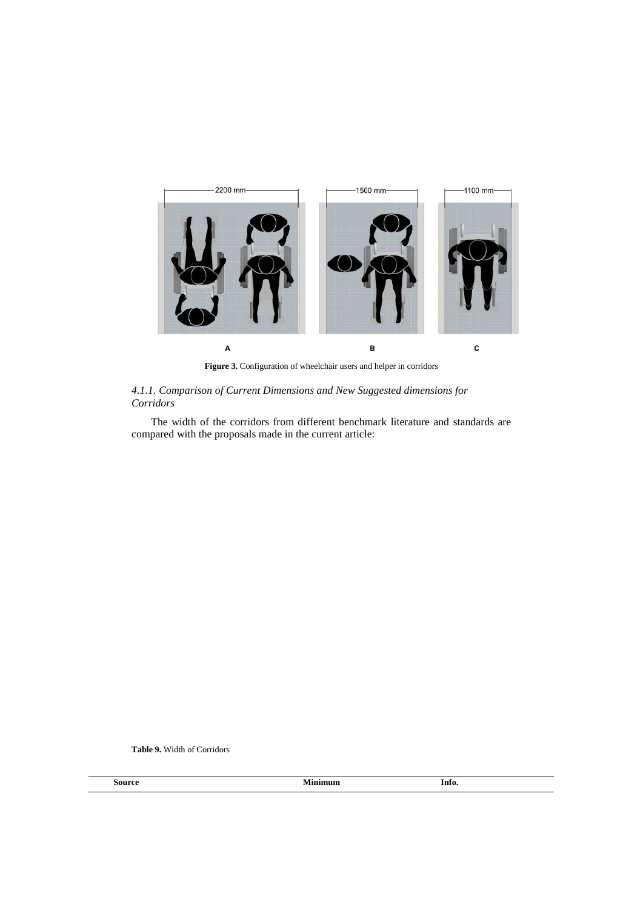**Figure 3.** Configuration of wheelchair users and helper in corridors

### *4.1.1. Comparison of Current Dimensions and New Suggested dimensions for Corridors*

The width of the corridors from different benchmark literature and standards are compared with the proposals made in the current article:

**Table 9.** Width of Corridors

| Source | Minimum | Info. |
| --- | --- | --- |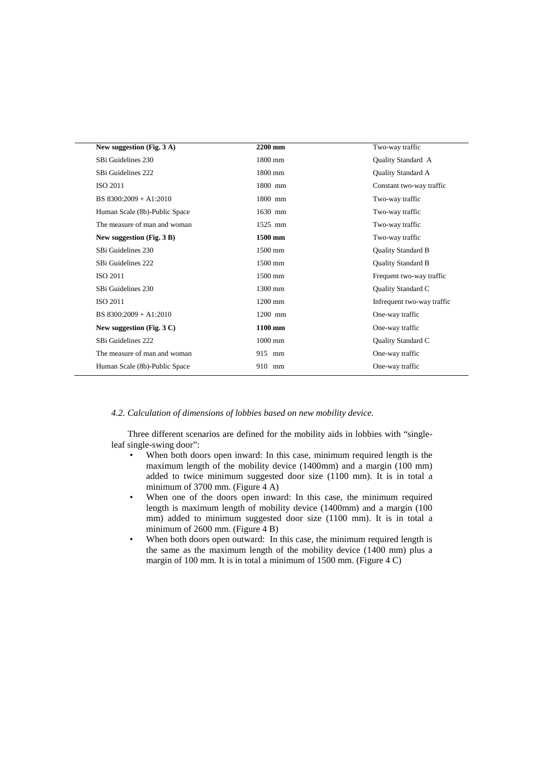| | | |
|---|---|---|
| **New suggestion (Fig. 3 A)** | **2200 mm** | Two-way traffic |
| SBi Guidelines 230 | 1800 mm | Quality Standard A |
| SBi Guidelines 222 | 1800 mm | Quality Standard A |
| ISO 2011 | 1800 mm | Constant two-way traffic |
| BS 8300:2009 + A1:2010 | 1800 mm | Two-way traffic |
| Human Scale (8b)-Public Space | 1630 mm | Two-way traffic |
| The measure of man and woman | 1525 mm | Two-way traffic |
| **New suggestion (Fig. 3 B)** | **1500 mm** | Two-way traffic |
| SBi Guidelines 230 | 1500 mm | Quality Standard B |
| SBi Guidelines 222 | 1500 mm | Quality Standard B |
| ISO 2011 | 1500 mm | Frequent two-way traffic |
| SBi Guidelines 230 | 1300 mm | Quality Standard C |
| ISO 2011 | 1200 mm | Infrequent two-way traffic |
| BS 8300:2009 + A1:2010 | 1200 mm | One-way traffic |
| **New suggestion (Fig. 3 C)** | **1100 mm** | One-way traffic |
| SBi Guidelines 222 | 1000 mm | Quality Standard C |
| The measure of man and woman | 915 mm | One-way traffic |
| Human Scale (8b)-Public Space | 910 mm | One-way traffic |

*4.2. Calculation of dimensions of lobbies based on new mobility device.*

Three different scenarios are defined for the mobility aids in lobbies with "single-leaf single-swing door":

- When both doors open inward: In this case, minimum required length is the maximum length of the mobility device (1400mm) and a margin (100 mm) added to twice minimum suggested door size (1100 mm). It is in total a minimum of 3700 mm. (Figure 4 A)
- When one of the doors open inward: In this case, the minimum required length is maximum length of mobility device (1400mm) and a margin (100 mm) added to minimum suggested door size (1100 mm). It is in total a minimum of 2600 mm. (Figure 4 B)
- When both doors open outward: In this case, the minimum required length is the same as the maximum length of the mobility device (1400 mm) plus a margin of 100 mm. It is in total a minimum of 1500 mm. (Figure 4 C)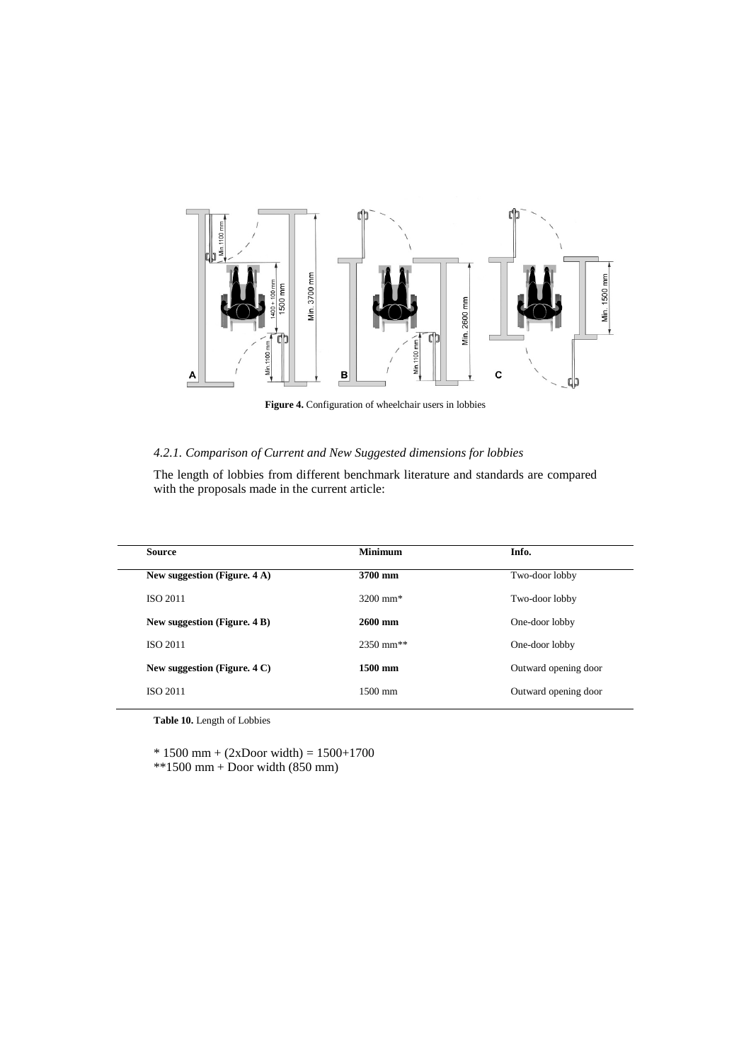**Figure 4.** Configuration of wheelchair users in lobbies

### *4.2.1. Comparison of Current and New Suggested dimensions for lobbies*

The length of lobbies from different benchmark literature and standards are compared with the proposals made in the current article:

| Source | Minimum | Info. |
|---|---|---|
| **New suggestion (Figure. 4 A)** | **3700 mm** | Two-door lobby |
| ISO 2011 | 3200 mm* | Two-door lobby |
| **New suggestion (Figure. 4 B)** | **2600 mm** | One-door lobby |
| ISO 2011 | 2350 mm** | One-door lobby |
| **New suggestion (Figure. 4 C)** | **1500 mm** | Outward opening door |
| ISO 2011 | 1500 mm | Outward opening door |

**Table 10.** Length of Lobbies

* 1500 mm + (2xDoor width) = 1500+1700
**1500 mm + Door width (850 mm)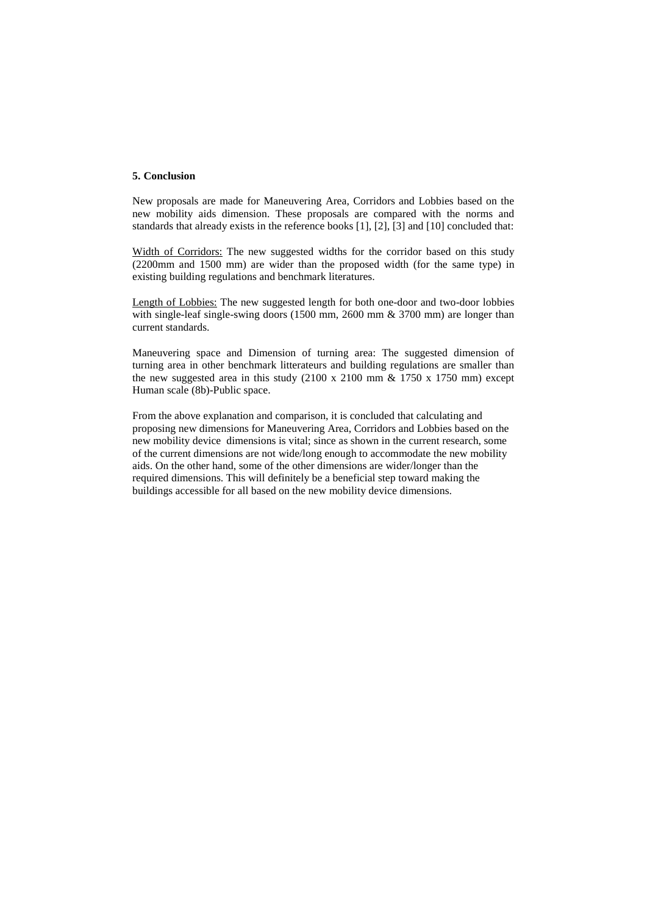## 5. Conclusion

New proposals are made for Maneuvering Area, Corridors and Lobbies based on the new mobility aids dimension. These proposals are compared with the norms and standards that already exists in the reference books [1], [2], [3] and [10] concluded that:

Width of Corridors: The new suggested widths for the corridor based on this study (2200mm and 1500 mm) are wider than the proposed width (for the same type) in existing building regulations and benchmark literatures.

Length of Lobbies: The new suggested length for both one-door and two-door lobbies with single-leaf single-swing doors (1500 mm, 2600 mm & 3700 mm) are longer than current standards.

Maneuvering space and Dimension of turning area: The suggested dimension of turning area in other benchmark litterateurs and building regulations are smaller than the new suggested area in this study (2100 x 2100 mm & 1750 x 1750 mm) except Human scale (8b)-Public space.

From the above explanation and comparison, it is concluded that calculating and proposing new dimensions for Maneuvering Area, Corridors and Lobbies based on the new mobility device dimensions is vital; since as shown in the current research, some of the current dimensions are not wide/long enough to accommodate the new mobility aids. On the other hand, some of the other dimensions are wider/longer than the required dimensions. This will definitely be a beneficial step toward making the buildings accessible for all based on the new mobility device dimensions.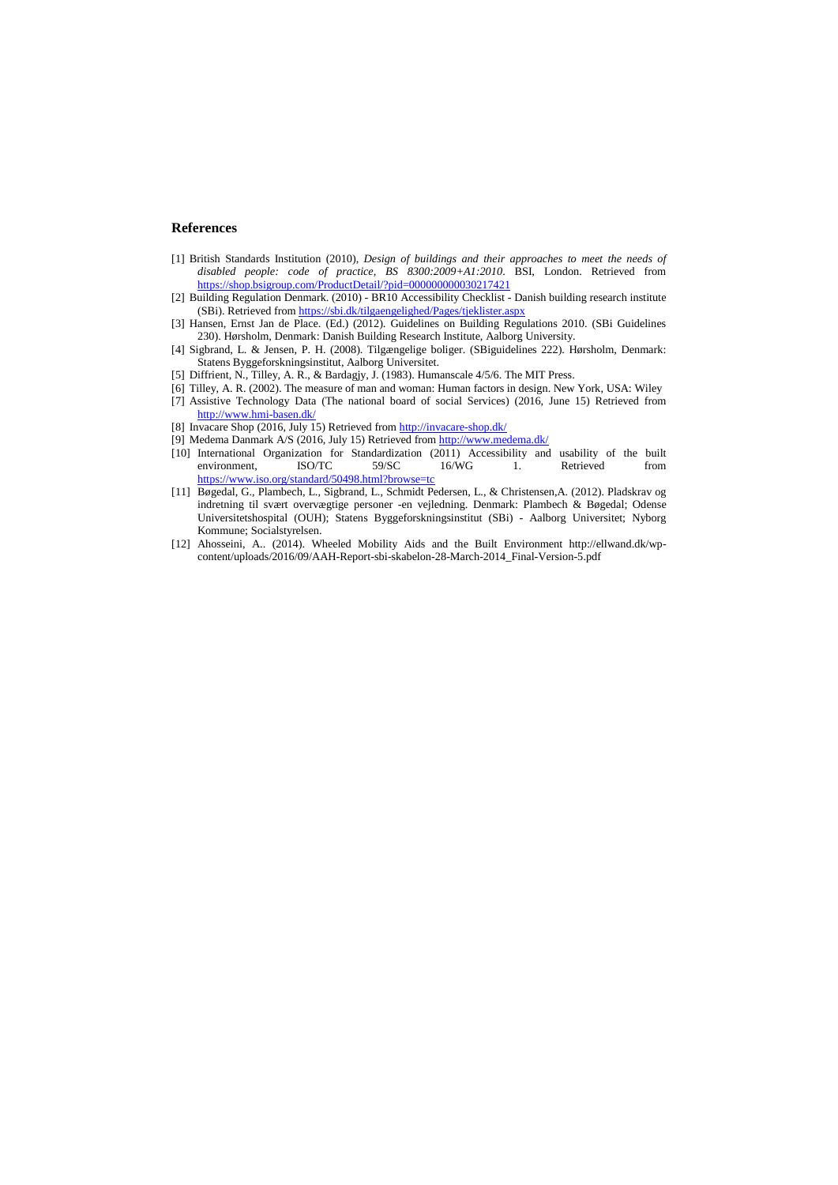## References

[1] British Standards Institution (2010), *Design of buildings and their approaches to meet the needs of disabled people: code of practice, BS 8300:2009+A1:2010*. BSI, London. Retrieved from https://shop.bsigroup.com/ProductDetail/?pid=000000000030217421

[2] Building Regulation Denmark. (2010) - BR10 Accessibility Checklist - Danish building research institute (SBi). Retrieved from https://sbi.dk/tilgaengelighed/Pages/tjeklister.aspx

[3] Hansen, Ernst Jan de Place. (Ed.) (2012). Guidelines on Building Regulations 2010. (SBi Guidelines 230). Hørsholm, Denmark: Danish Building Research Institute, Aalborg University.

[4] Sigbrand, L. & Jensen, P. H. (2008). Tilgængelige boliger. (SBiguidelines 222). Hørsholm, Denmark: Statens Byggeforskningsinstitut, Aalborg Universitet.

[5] Diffrient, N., Tilley, A. R., & Bardagjy, J. (1983). Humanscale 4/5/6. The MIT Press.

[6] Tilley, A. R. (2002). The measure of man and woman: Human factors in design. New York, USA: Wiley

[7] Assistive Technology Data (The national board of social Services) (2016, June 15) Retrieved from http://www.hmi-basen.dk/

[8] Invacare Shop (2016, July 15) Retrieved from http://invacare-shop.dk/

[9] Medema Danmark A/S (2016, July 15) Retrieved from http://www.medema.dk/

[10] International Organization for Standardization (2011) Accessibility and usability of the built environment, ISO/TC 59/SC 16/WG 1. Retrieved from https://www.iso.org/standard/50498.html?browse=tc

[11] Bøgedal, G., Plambech, L., Sigbrand, L., Schmidt Pedersen, L., & Christensen,A. (2012). Pladskrav og indretning til svært overvægtige personer -en vejledning. Denmark: Plambech & Bøgedal; Odense Universitetshospital (OUH); Statens Byggeforskningsinstitut (SBi) - Aalborg Universitet; Nyborg Kommune; Socialstyrelsen.

[12] Ahosseini, A.. (2014). Wheeled Mobility Aids and the Built Environment http://ellwand.dk/wp-content/uploads/2016/09/AAH-Report-sbi-skabelon-28-March-2014_Final-Version-5.pdf